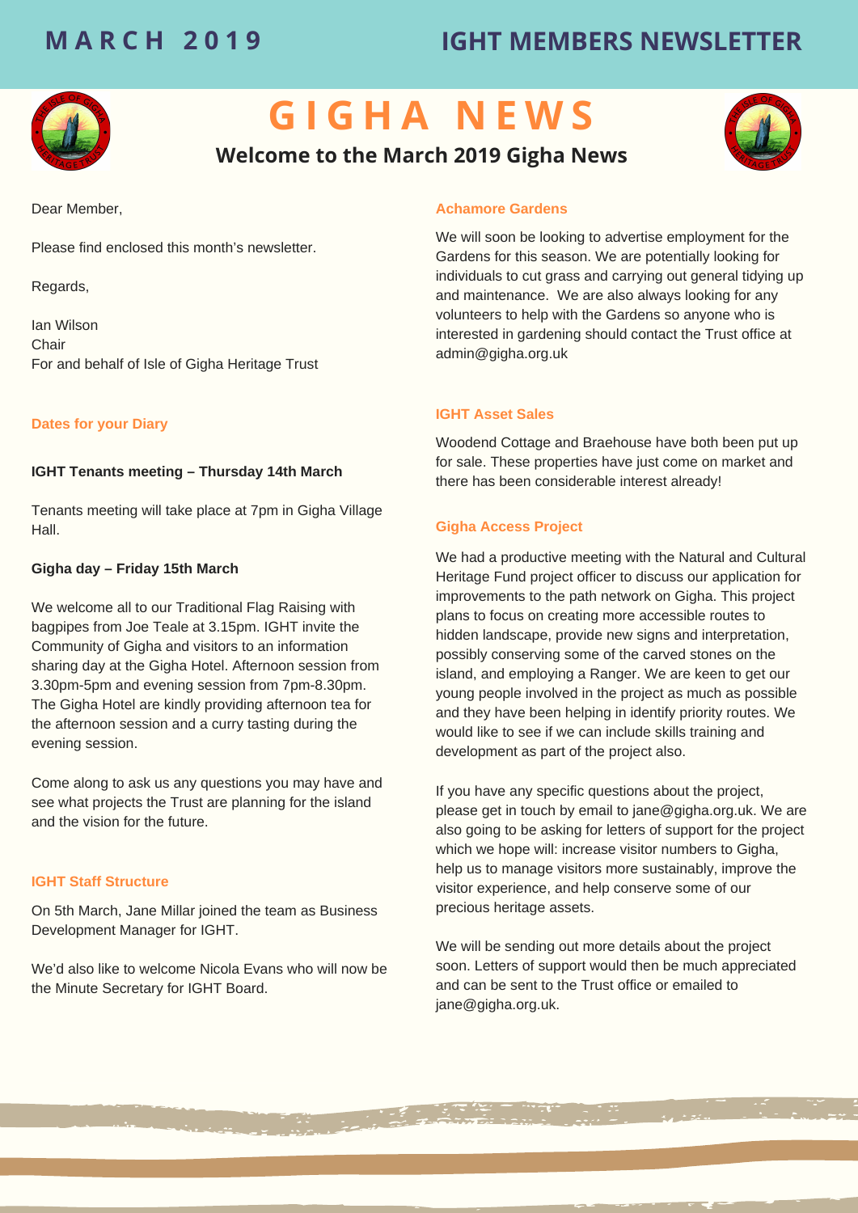**MARCH 2019** **IGHT MEMBERS NEWSLETTER**

# GIGHA NEWS

## Welcome to the March 2019 Gigha News

Dear Member,

Please find enclosed this month's newsletter.

Regards,

Ian Wilson
Chair
For and behalf of Isle of Gigha Heritage Trust

### Dates for your Diary

**IGHT Tenants meeting – Thursday 14th March**

Tenants meeting will take place at 7pm in Gigha Village Hall.

**Gigha day – Friday 15th March**

We welcome all to our Traditional Flag Raising with bagpipes from Joe Teale at 3.15pm. IGHT invite the Community of Gigha and visitors to an information sharing day at the Gigha Hotel. Afternoon session from 3.30pm-5pm and evening session from 7pm-8.30pm. The Gigha Hotel are kindly providing afternoon tea for the afternoon session and a curry tasting during the evening session.

Come along to ask us any questions you may have and see what projects the Trust are planning for the island and the vision for the future.

### IGHT Staff Structure

On 5th March, Jane Millar joined the team as Business Development Manager for IGHT.

We'd also like to welcome Nicola Evans who will now be the Minute Secretary for IGHT Board.

### Achamore Gardens

We will soon be looking to advertise employment for the Gardens for this season. We are potentially looking for individuals to cut grass and carrying out general tidying up and maintenance. We are also always looking for any volunteers to help with the Gardens so anyone who is interested in gardening should contact the Trust office at admin@gigha.org.uk

### IGHT Asset Sales

Woodend Cottage and Braehouse have both been put up for sale. These properties have just come on market and there has been considerable interest already!

### Gigha Access Project

We had a productive meeting with the Natural and Cultural Heritage Fund project officer to discuss our application for improvements to the path network on Gigha. This project plans to focus on creating more accessible routes to hidden landscape, provide new signs and interpretation, possibly conserving some of the carved stones on the island, and employing a Ranger. We are keen to get our young people involved in the project as much as possible and they have been helping in identify priority routes. We would like to see if we can include skills training and development as part of the project also.

If you have any specific questions about the project, please get in touch by email to jane@gigha.org.uk. We are also going to be asking for letters of support for the project which we hope will: increase visitor numbers to Gigha, help us to manage visitors more sustainably, improve the visitor experience, and help conserve some of our precious heritage assets.

We will be sending out more details about the project soon. Letters of support would then be much appreciated and can be sent to the Trust office or emailed to jane@gigha.org.uk.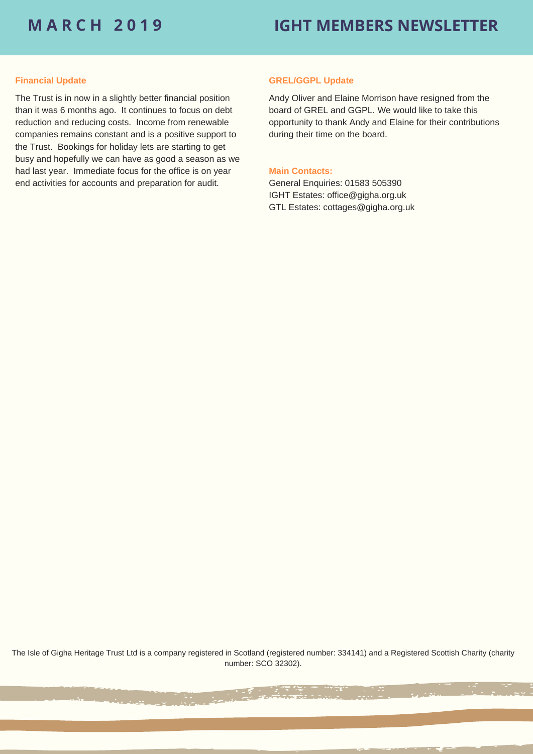## Financial Update

The Trust is in now in a slightly better financial position than it was 6 months ago. It continues to focus on debt reduction and reducing costs. Income from renewable companies remains constant and is a positive support to the Trust. Bookings for holiday lets are starting to get busy and hopefully we can have as good a season as we had last year. Immediate focus for the office is on year end activities for accounts and preparation for audit.

## GREL/GGPL Update

Andy Oliver and Elaine Morrison have resigned from the board of GREL and GGPL. We would like to take this opportunity to thank Andy and Elaine for their contributions during their time on the board.

## Main Contacts:

General Enquiries: 01583 505390
IGHT Estates: office@gigha.org.uk
GTL Estates: cottages@gigha.org.uk

The Isle of Gigha Heritage Trust Ltd is a company registered in Scotland (registered number: 334141) and a Registered Scottish Charity (charity number: SCO 32302).